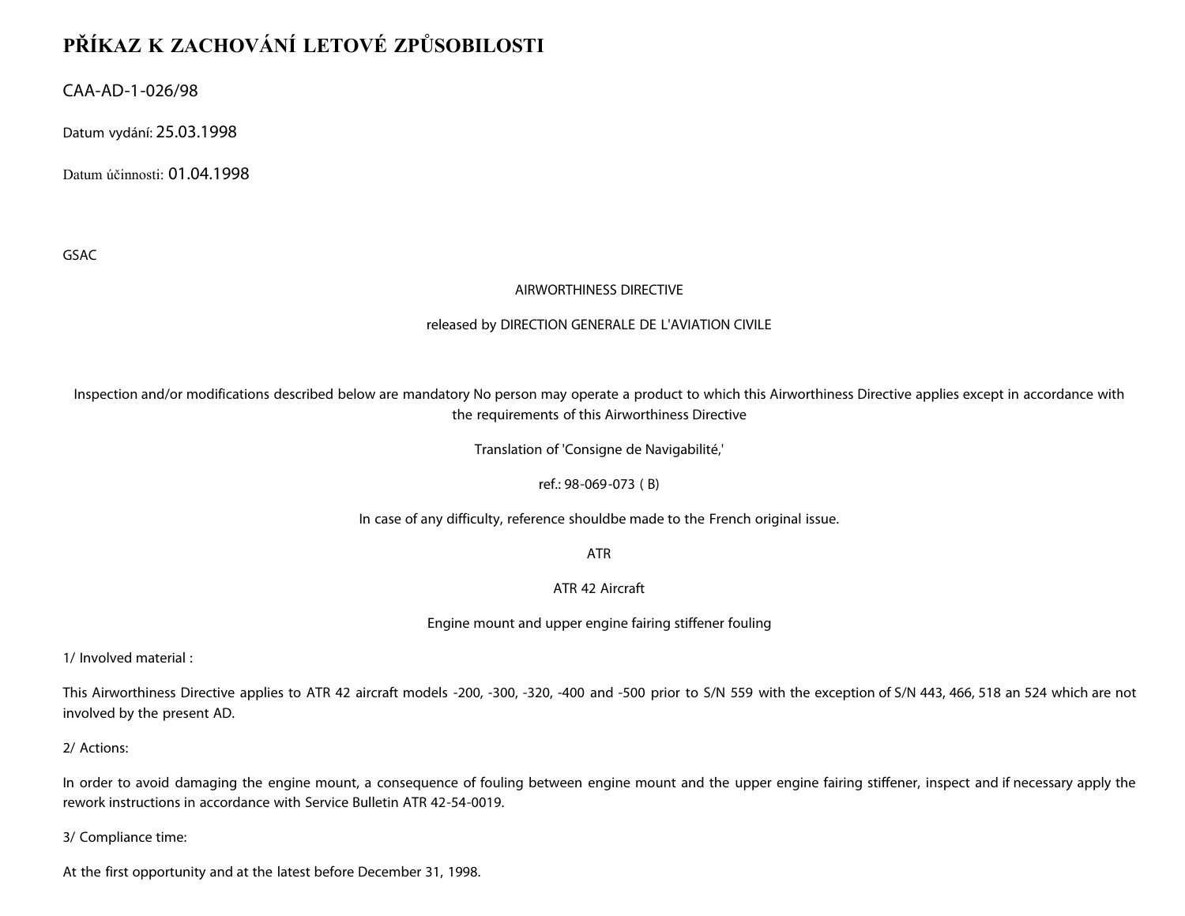# PŘÍKAZ K ZACHOVÁNÍ LETOVÉ ZPŮSOBILOSTI

CAA-AD-1-026/98

Datum vydání: 25.03.1998

Datum účinnosti: 01.04.1998

GSAC

AIRWORTHINESS DIRECTIVE

released by DIRECTION GENERALE DE L'AVIATION CIVILE

Inspection and/or modifications described below are mandatory No person may operate a product to which this Airworthiness Directive applies except in accordance with the requirements of this Airworthiness Directive

Translation of 'Consigne de Navigabilité,'

ref.: 98-069-073 ( B)

In case of any difficulty, reference shouldbe made to the French original issue.

ATR

ATR 42 Aircraft

Engine mount and upper engine fairing stiffener fouling

1/ Involved material :

This Airworthiness Directive applies to ATR 42 aircraft models -200, -300, -320, -400 and -500 prior to S/N 559 with the exception of S/N 443, 466, 518 an 524 which are not involved by the present AD.

2/ Actions:

In order to avoid damaging the engine mount, a consequence of fouling between engine mount and the upper engine fairing stiffener, inspect and if necessary apply the rework instructions in accordance with Service Bulletin ATR 42-54-0019.

3/ Compliance time:

At the first opportunity and at the latest before December 31, 1998.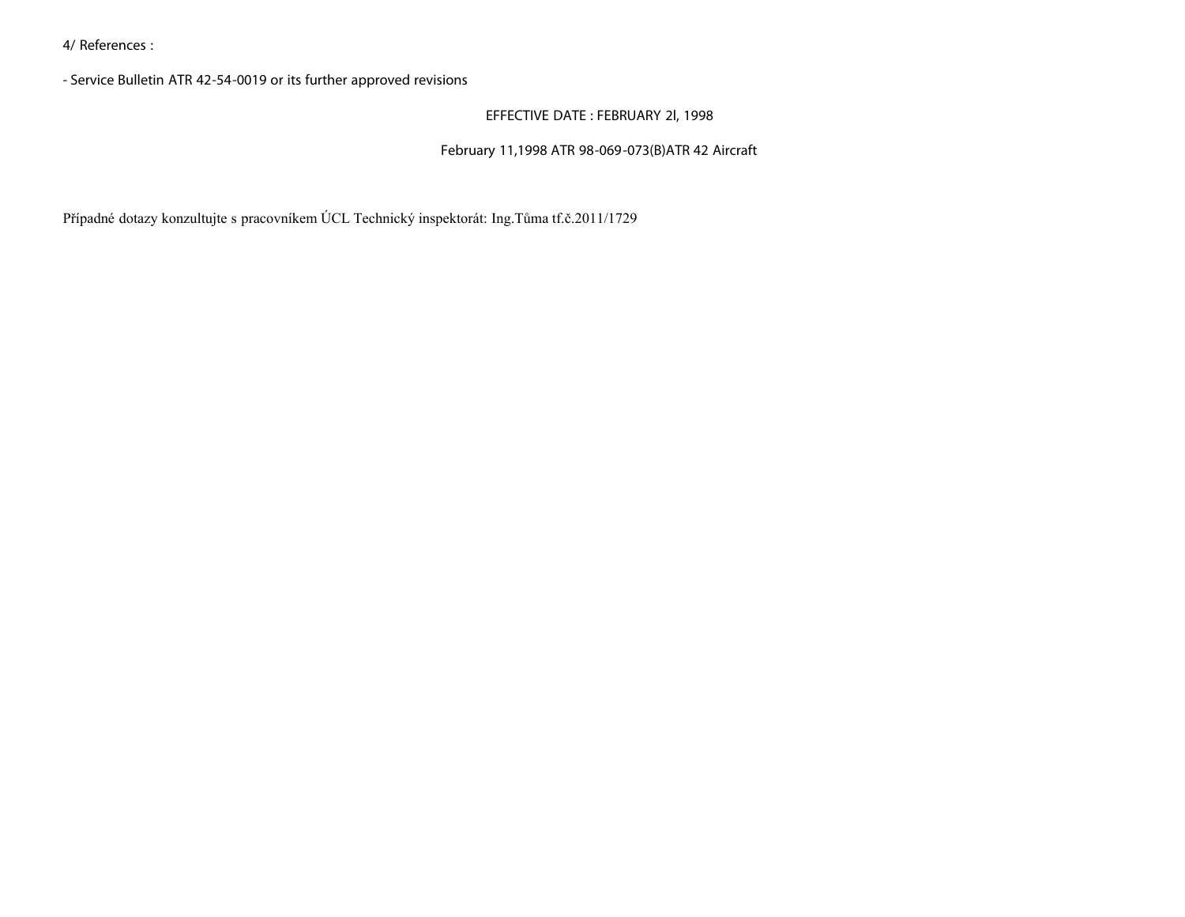4/ References :

- Service Bulletin ATR 42-54-0019 or its further approved revisions

EFFECTIVE DATE : FEBRUARY 2l, 1998

February 11,1998 ATR 98-069-073(B)ATR 42 Aircraft

Případné dotazy konzultujte s pracovníkem ÚCL Technický inspektorát: Ing.Tůma tf.č.2011/1729